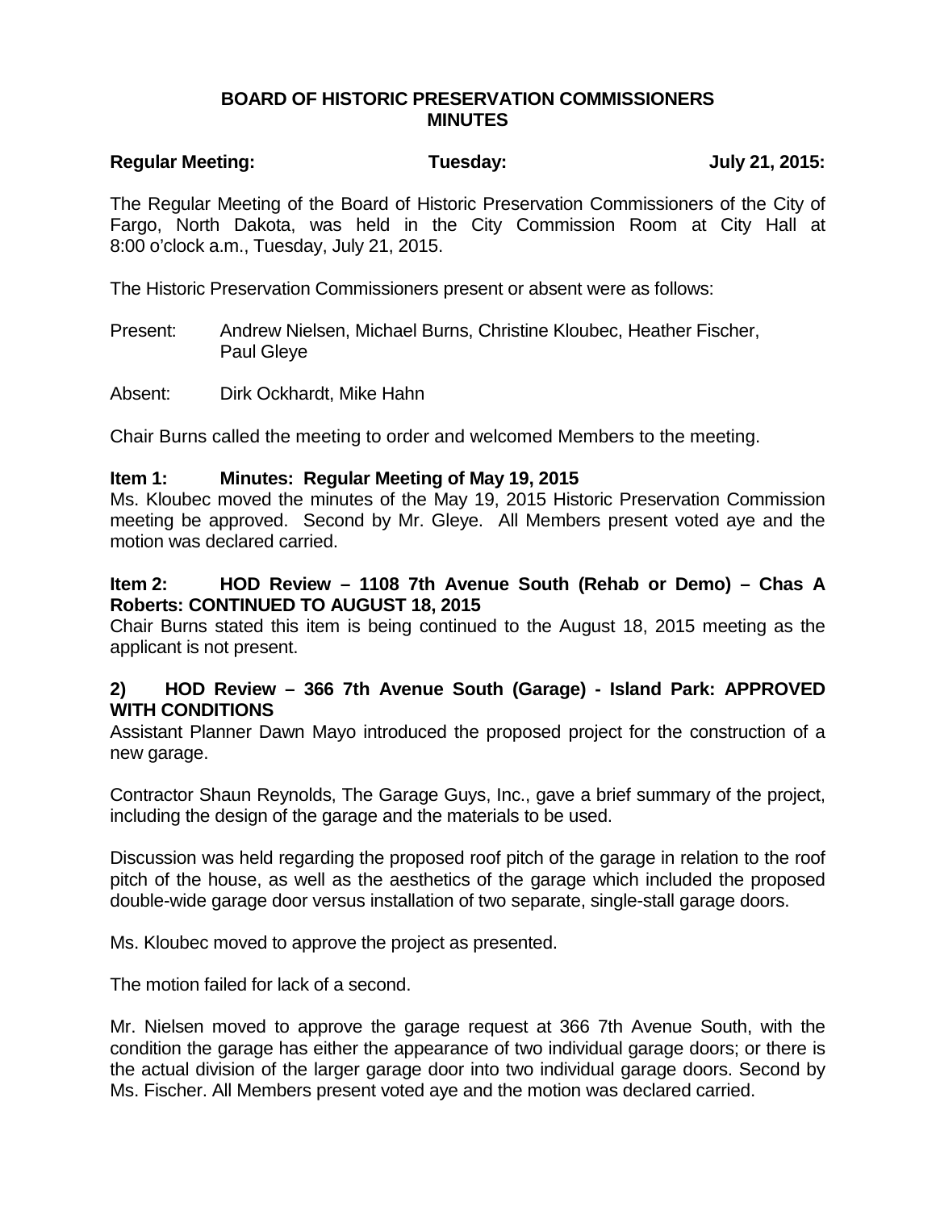# BOARD OF HISTORIC PRESERVATION COMMISSIONERS MINUTES

**Regular Meeting: Tuesday: July 21, 2015:**

The Regular Meeting of the Board of Historic Preservation Commissioners of the City of Fargo, North Dakota, was held in the City Commission Room at City Hall at 8:00 o'clock a.m., Tuesday, July 21, 2015.

The Historic Preservation Commissioners present or absent were as follows:

Present: Andrew Nielsen, Michael Burns, Christine Kloubec, Heather Fischer, Paul Gleye

Absent: Dirk Ockhardt, Mike Hahn

Chair Burns called the meeting to order and welcomed Members to the meeting.

**Item 1: Minutes: Regular Meeting of May 19, 2015**

Ms. Kloubec moved the minutes of the May 19, 2015 Historic Preservation Commission meeting be approved. Second by Mr. Gleye. All Members present voted aye and the motion was declared carried.

**Item 2: HOD Review – 1108 7th Avenue South (Rehab or Demo) – Chas A Roberts: CONTINUED TO AUGUST 18, 2015**

Chair Burns stated this item is being continued to the August 18, 2015 meeting as the applicant is not present.

**2) HOD Review – 366 7th Avenue South (Garage) - Island Park: APPROVED WITH CONDITIONS**

Assistant Planner Dawn Mayo introduced the proposed project for the construction of a new garage.

Contractor Shaun Reynolds, The Garage Guys, Inc., gave a brief summary of the project, including the design of the garage and the materials to be used.

Discussion was held regarding the proposed roof pitch of the garage in relation to the roof pitch of the house, as well as the aesthetics of the garage which included the proposed double-wide garage door versus installation of two separate, single-stall garage doors.

Ms. Kloubec moved to approve the project as presented.

The motion failed for lack of a second.

Mr. Nielsen moved to approve the garage request at 366 7th Avenue South, with the condition the garage has either the appearance of two individual garage doors; or there is the actual division of the larger garage door into two individual garage doors. Second by Ms. Fischer. All Members present voted aye and the motion was declared carried.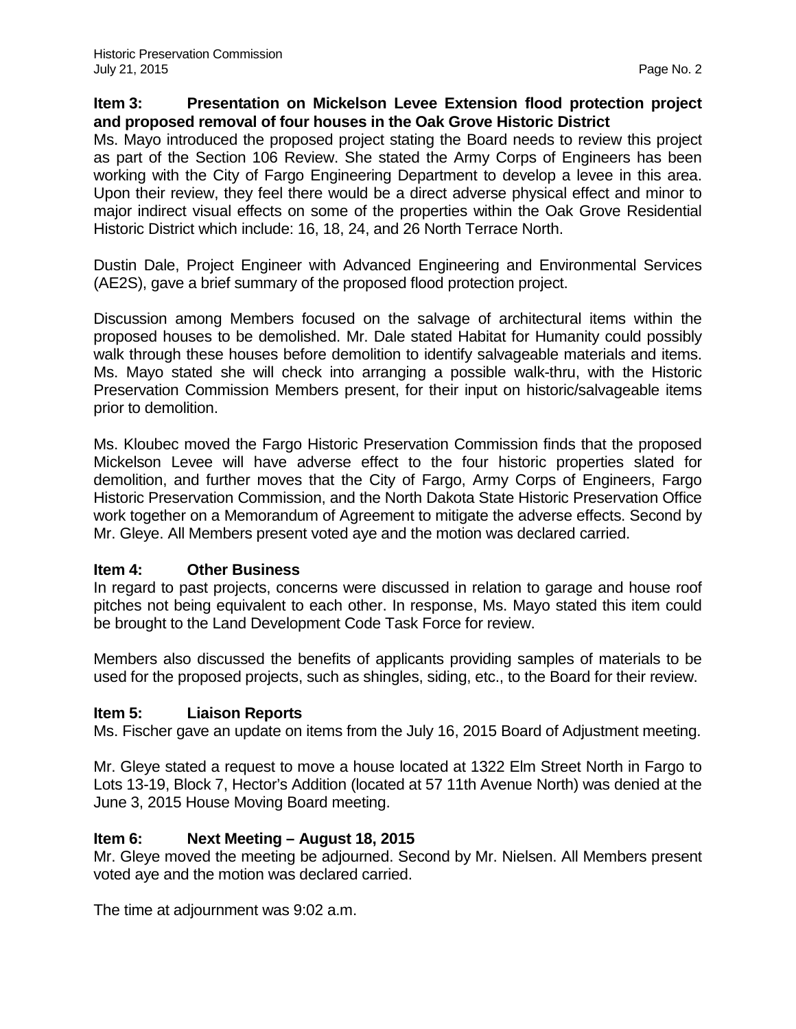**Item 3: Presentation on Mickelson Levee Extension flood protection project and proposed removal of four houses in the Oak Grove Historic District**

Ms. Mayo introduced the proposed project stating the Board needs to review this project as part of the Section 106 Review. She stated the Army Corps of Engineers has been working with the City of Fargo Engineering Department to develop a levee in this area. Upon their review, they feel there would be a direct adverse physical effect and minor to major indirect visual effects on some of the properties within the Oak Grove Residential Historic District which include: 16, 18, 24, and 26 North Terrace North.

Dustin Dale, Project Engineer with Advanced Engineering and Environmental Services (AE2S), gave a brief summary of the proposed flood protection project.

Discussion among Members focused on the salvage of architectural items within the proposed houses to be demolished. Mr. Dale stated Habitat for Humanity could possibly walk through these houses before demolition to identify salvageable materials and items. Ms. Mayo stated she will check into arranging a possible walk-thru, with the Historic Preservation Commission Members present, for their input on historic/salvageable items prior to demolition.

Ms. Kloubec moved the Fargo Historic Preservation Commission finds that the proposed Mickelson Levee will have adverse effect to the four historic properties slated for demolition, and further moves that the City of Fargo, Army Corps of Engineers, Fargo Historic Preservation Commission, and the North Dakota State Historic Preservation Office work together on a Memorandum of Agreement to mitigate the adverse effects. Second by Mr. Gleye. All Members present voted aye and the motion was declared carried.

**Item 4: Other Business**

In regard to past projects, concerns were discussed in relation to garage and house roof pitches not being equivalent to each other. In response, Ms. Mayo stated this item could be brought to the Land Development Code Task Force for review.

Members also discussed the benefits of applicants providing samples of materials to be used for the proposed projects, such as shingles, siding, etc., to the Board for their review.

**Item 5: Liaison Reports**

Ms. Fischer gave an update on items from the July 16, 2015 Board of Adjustment meeting.

Mr. Gleye stated a request to move a house located at 1322 Elm Street North in Fargo to Lots 13-19, Block 7, Hector's Addition (located at 57 11th Avenue North) was denied at the June 3, 2015 House Moving Board meeting.

**Item 6: Next Meeting – August 18, 2015**

Mr. Gleye moved the meeting be adjourned. Second by Mr. Nielsen. All Members present voted aye and the motion was declared carried.

The time at adjournment was 9:02 a.m.